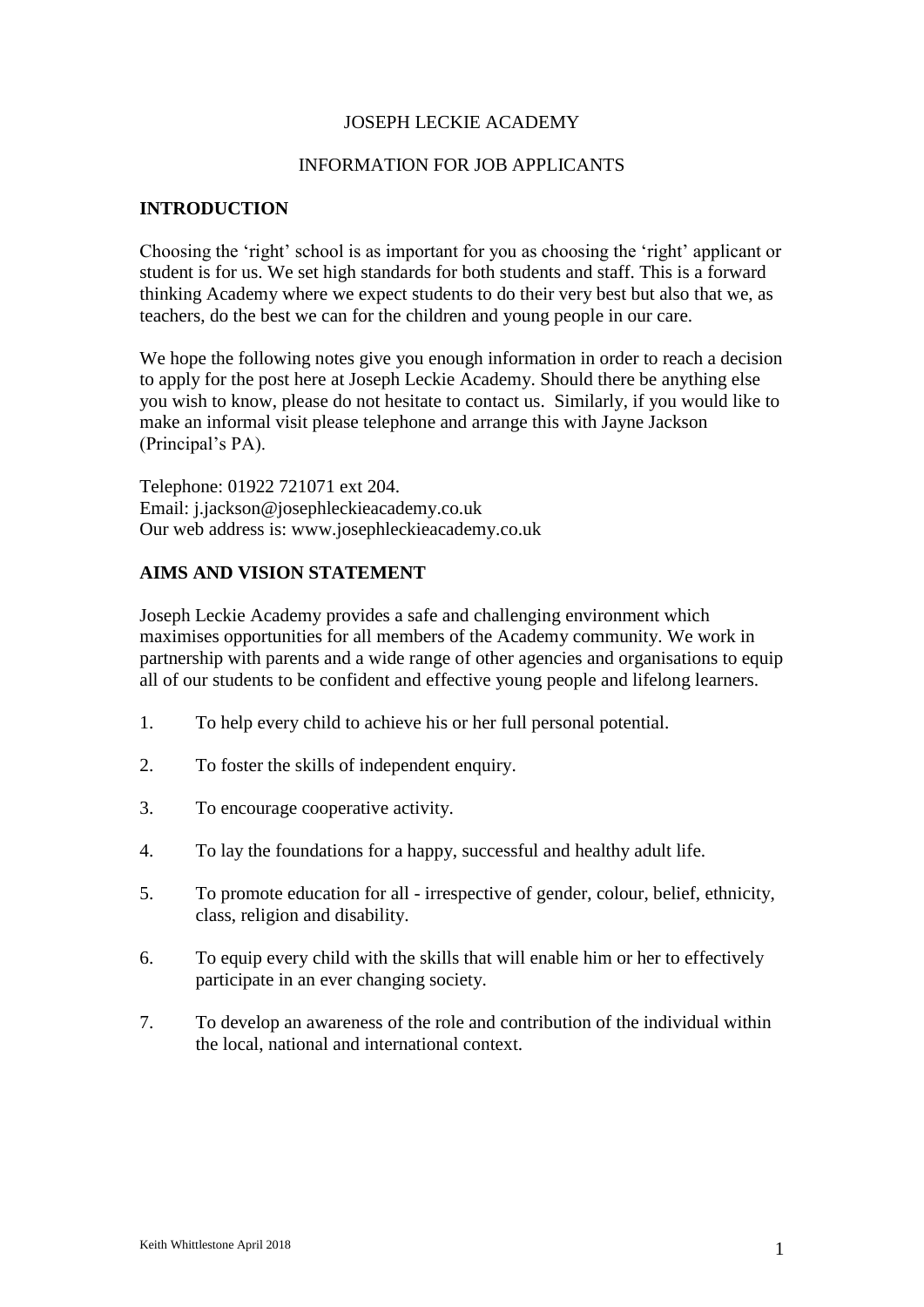# JOSEPH LECKIE ACADEMY

## INFORMATION FOR JOB APPLICANTS

### INTRODUCTION

Choosing the 'right' school is as important for you as choosing the 'right' applicant or student is for us. We set high standards for both students and staff. This is a forward thinking Academy where we expect students to do their very best but also that we, as teachers, do the best we can for the children and young people in our care.

We hope the following notes give you enough information in order to reach a decision to apply for the post here at Joseph Leckie Academy. Should there be anything else you wish to know, please do not hesitate to contact us. Similarly, if you would like to make an informal visit please telephone and arrange this with Jayne Jackson (Principal's PA).

Telephone: 01922 721071 ext 204.
Email: j.jackson@josephleckieacademy.co.uk
Our web address is: www.josephleckieacademy.co.uk

### AIMS AND VISION STATEMENT

Joseph Leckie Academy provides a safe and challenging environment which maximises opportunities for all members of the Academy community. We work in partnership with parents and a wide range of other agencies and organisations to equip all of our students to be confident and effective young people and lifelong learners.

1. To help every child to achieve his or her full personal potential.

2. To foster the skills of independent enquiry.

3. To encourage cooperative activity.

4. To lay the foundations for a happy, successful and healthy adult life.

5. To promote education for all - irrespective of gender, colour, belief, ethnicity, class, religion and disability.

6. To equip every child with the skills that will enable him or her to effectively participate in an ever changing society.

7. To develop an awareness of the role and contribution of the individual within the local, national and international context.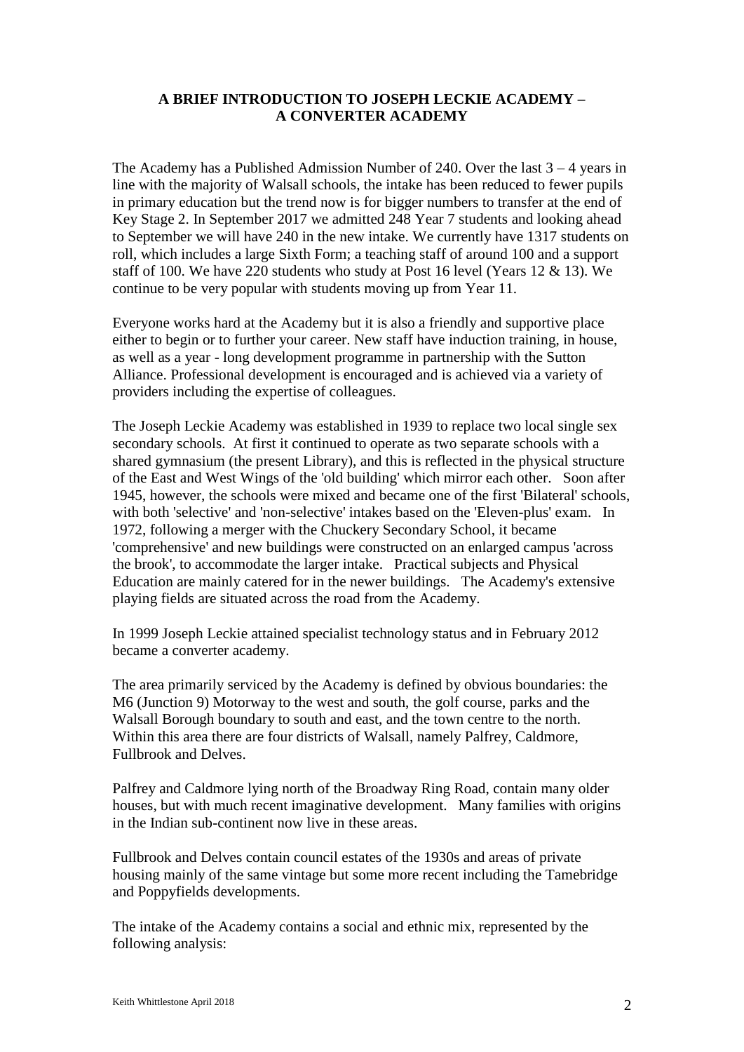## A BRIEF INTRODUCTION TO JOSEPH LECKIE ACADEMY – A CONVERTER ACADEMY

The Academy has a Published Admission Number of 240. Over the last 3 – 4 years in line with the majority of Walsall schools, the intake has been reduced to fewer pupils in primary education but the trend now is for bigger numbers to transfer at the end of Key Stage 2. In September 2017 we admitted 248 Year 7 students and looking ahead to September we will have 240 in the new intake. We currently have 1317 students on roll, which includes a large Sixth Form; a teaching staff of around 100 and a support staff of 100. We have 220 students who study at Post 16 level (Years 12 & 13). We continue to be very popular with students moving up from Year 11.

Everyone works hard at the Academy but it is also a friendly and supportive place either to begin or to further your career. New staff have induction training, in house, as well as a year - long development programme in partnership with the Sutton Alliance. Professional development is encouraged and is achieved via a variety of providers including the expertise of colleagues.

The Joseph Leckie Academy was established in 1939 to replace two local single sex secondary schools. At first it continued to operate as two separate schools with a shared gymnasium (the present Library), and this is reflected in the physical structure of the East and West Wings of the 'old building' which mirror each other. Soon after 1945, however, the schools were mixed and became one of the first 'Bilateral' schools, with both 'selective' and 'non-selective' intakes based on the 'Eleven-plus' exam. In 1972, following a merger with the Chuckery Secondary School, it became 'comprehensive' and new buildings were constructed on an enlarged campus 'across the brook', to accommodate the larger intake. Practical subjects and Physical Education are mainly catered for in the newer buildings. The Academy's extensive playing fields are situated across the road from the Academy.

In 1999 Joseph Leckie attained specialist technology status and in February 2012 became a converter academy.

The area primarily serviced by the Academy is defined by obvious boundaries: the M6 (Junction 9) Motorway to the west and south, the golf course, parks and the Walsall Borough boundary to south and east, and the town centre to the north. Within this area there are four districts of Walsall, namely Palfrey, Caldmore, Fullbrook and Delves.

Palfrey and Caldmore lying north of the Broadway Ring Road, contain many older houses, but with much recent imaginative development. Many families with origins in the Indian sub-continent now live in these areas.

Fullbrook and Delves contain council estates of the 1930s and areas of private housing mainly of the same vintage but some more recent including the Tamebridge and Poppyfields developments.

The intake of the Academy contains a social and ethnic mix, represented by the following analysis: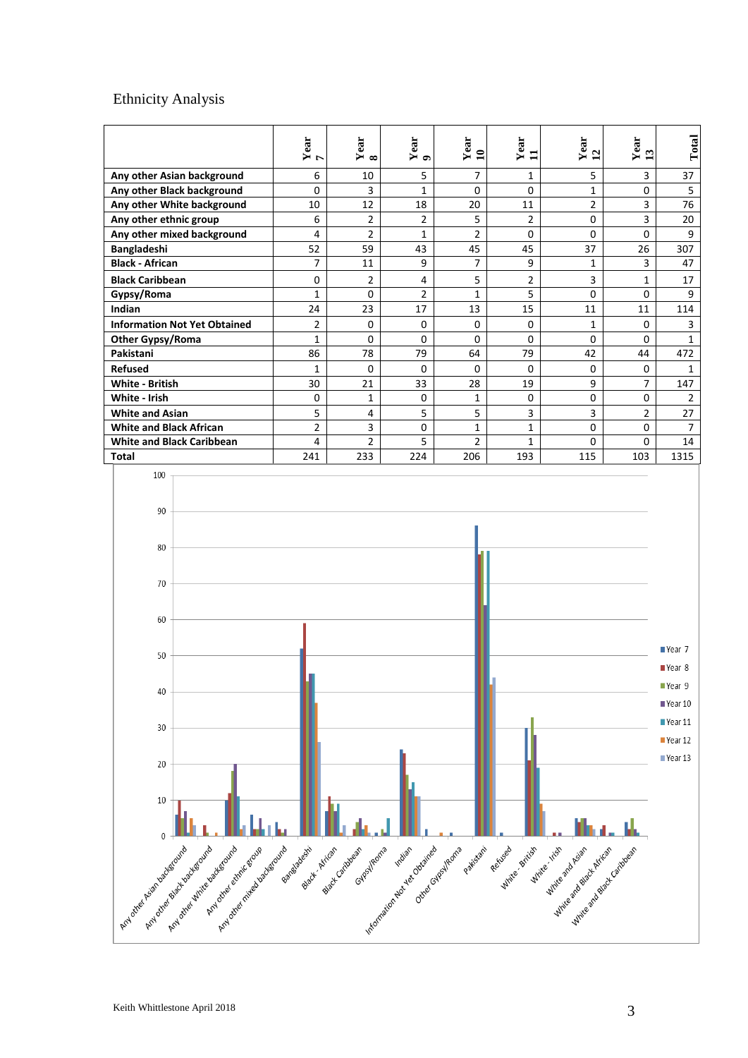# Ethnicity Analysis

| | Year 7 | Year 8 | Year 9 | Year 10 | Year 11 | Year 12 | Year 13 | Total |
|---|---|---|---|---|---|---|---|---|
| **Any other Asian background** | 6 | 10 | 5 | 7 | 1 | 5 | 3 | 37 |
| **Any other Black background** | 0 | 3 | 1 | 0 | 0 | 1 | 0 | 5 |
| **Any other White background** | 10 | 12 | 18 | 20 | 11 | 2 | 3 | 76 |
| **Any other ethnic group** | 6 | 2 | 2 | 5 | 2 | 0 | 3 | 20 |
| **Any other mixed background** | 4 | 2 | 1 | 2 | 0 | 0 | 0 | 9 |
| **Bangladeshi** | 52 | 59 | 43 | 45 | 45 | 37 | 26 | 307 |
| **Black - African** | 7 | 11 | 9 | 7 | 9 | 1 | 3 | 47 |
| **Black Caribbean** | 0 | 2 | 4 | 5 | 2 | 3 | 1 | 17 |
| **Gypsy/Roma** | 1 | 0 | 2 | 1 | 5 | 0 | 0 | 9 |
| **Indian** | 24 | 23 | 17 | 13 | 15 | 11 | 11 | 114 |
| **Information Not Yet Obtained** | 2 | 0 | 0 | 0 | 0 | 1 | 0 | 3 |
| **Other Gypsy/Roma** | 1 | 0 | 0 | 0 | 0 | 0 | 0 | 1 |
| **Pakistani** | 86 | 78 | 79 | 64 | 79 | 42 | 44 | 472 |
| **Refused** | 1 | 0 | 0 | 0 | 0 | 0 | 0 | 1 |
| **White - British** | 30 | 21 | 33 | 28 | 19 | 9 | 7 | 147 |
| **White - Irish** | 0 | 1 | 0 | 1 | 0 | 0 | 0 | 2 |
| **White and Asian** | 5 | 4 | 5 | 5 | 3 | 3 | 2 | 27 |
| **White and Black African** | 2 | 3 | 0 | 1 | 1 | 0 | 0 | 7 |
| **White and Black Caribbean** | 4 | 2 | 5 | 2 | 1 | 0 | 0 | 14 |
| **Total** | 241 | 233 | 224 | 206 | 193 | 115 | 103 | 1315 |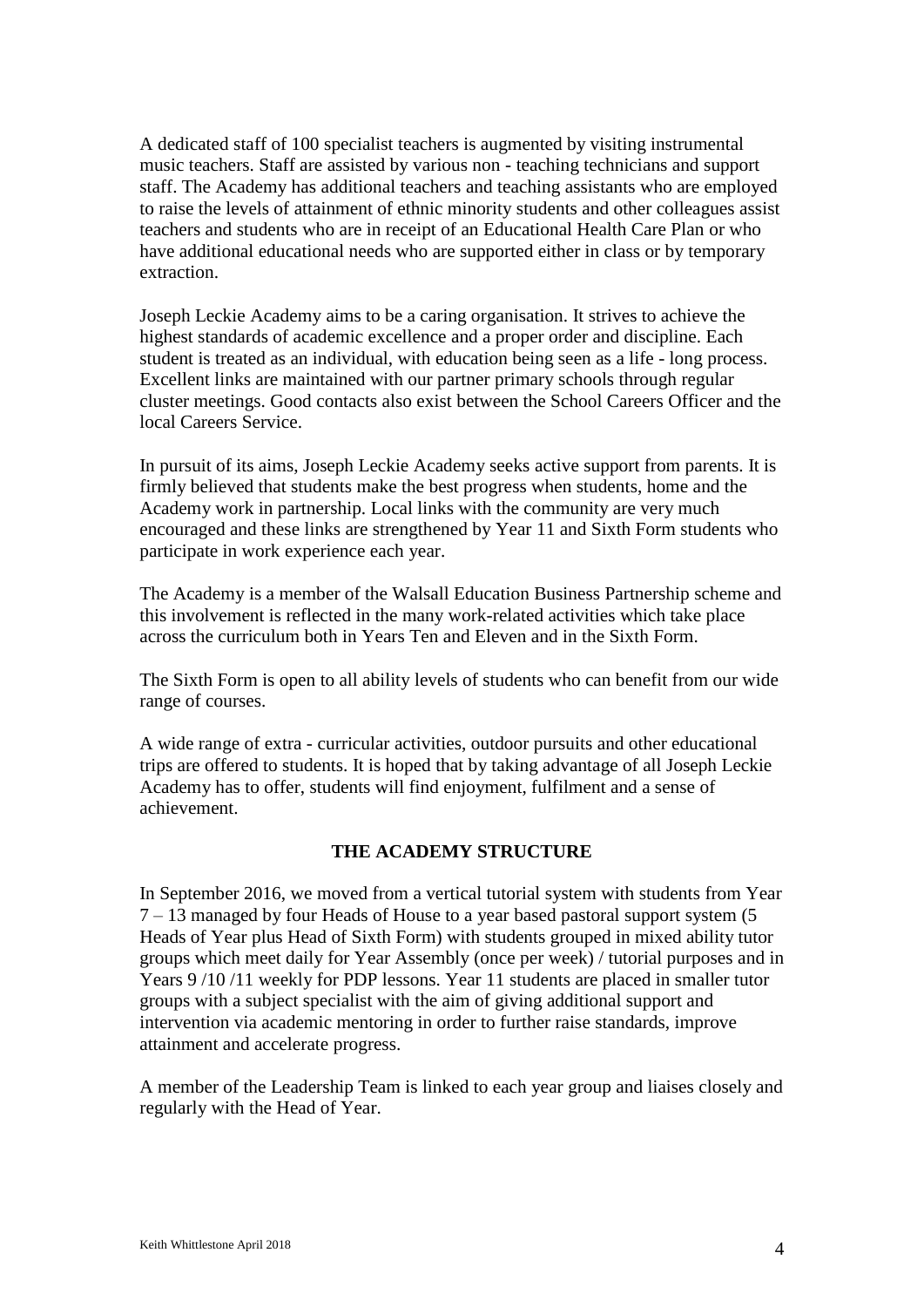A dedicated staff of 100 specialist teachers is augmented by visiting instrumental music teachers. Staff are assisted by various non - teaching technicians and support staff. The Academy has additional teachers and teaching assistants who are employed to raise the levels of attainment of ethnic minority students and other colleagues assist teachers and students who are in receipt of an Educational Health Care Plan or who have additional educational needs who are supported either in class or by temporary extraction.

Joseph Leckie Academy aims to be a caring organisation. It strives to achieve the highest standards of academic excellence and a proper order and discipline. Each student is treated as an individual, with education being seen as a life - long process. Excellent links are maintained with our partner primary schools through regular cluster meetings. Good contacts also exist between the School Careers Officer and the local Careers Service.

In pursuit of its aims, Joseph Leckie Academy seeks active support from parents. It is firmly believed that students make the best progress when students, home and the Academy work in partnership. Local links with the community are very much encouraged and these links are strengthened by Year 11 and Sixth Form students who participate in work experience each year.

The Academy is a member of the Walsall Education Business Partnership scheme and this involvement is reflected in the many work-related activities which take place across the curriculum both in Years Ten and Eleven and in the Sixth Form.

The Sixth Form is open to all ability levels of students who can benefit from our wide range of courses.

A wide range of extra - curricular activities, outdoor pursuits and other educational trips are offered to students. It is hoped that by taking advantage of all Joseph Leckie Academy has to offer, students will find enjoyment, fulfilment and a sense of achievement.

## THE ACADEMY STRUCTURE

In September 2016, we moved from a vertical tutorial system with students from Year 7 – 13 managed by four Heads of House to a year based pastoral support system (5 Heads of Year plus Head of Sixth Form) with students grouped in mixed ability tutor groups which meet daily for Year Assembly (once per week) / tutorial purposes and in Years 9 /10 /11 weekly for PDP lessons. Year 11 students are placed in smaller tutor groups with a subject specialist with the aim of giving additional support and intervention via academic mentoring in order to further raise standards, improve attainment and accelerate progress.

A member of the Leadership Team is linked to each year group and liaises closely and regularly with the Head of Year.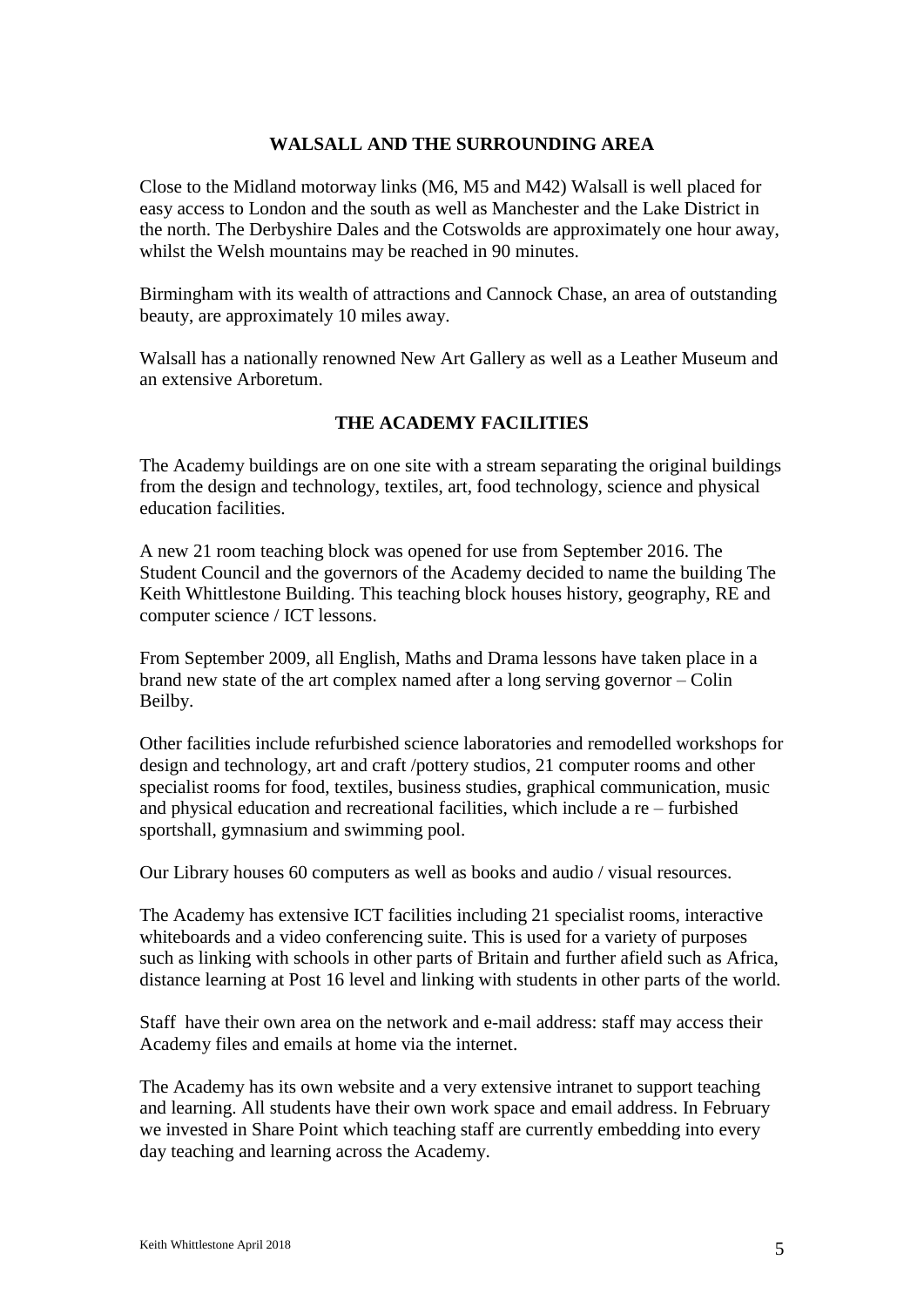## WALSALL AND THE SURROUNDING AREA

Close to the Midland motorway links (M6, M5 and M42) Walsall is well placed for easy access to London and the south as well as Manchester and the Lake District in the north. The Derbyshire Dales and the Cotswolds are approximately one hour away, whilst the Welsh mountains may be reached in 90 minutes.

Birmingham with its wealth of attractions and Cannock Chase, an area of outstanding beauty, are approximately 10 miles away.

Walsall has a nationally renowned New Art Gallery as well as a Leather Museum and an extensive Arboretum.

## THE ACADEMY FACILITIES

The Academy buildings are on one site with a stream separating the original buildings from the design and technology, textiles, art, food technology, science and physical education facilities.

A new 21 room teaching block was opened for use from September 2016. The Student Council and the governors of the Academy decided to name the building The Keith Whittlestone Building. This teaching block houses history, geography, RE and computer science / ICT lessons.

From September 2009, all English, Maths and Drama lessons have taken place in a brand new state of the art complex named after a long serving governor – Colin Beilby.

Other facilities include refurbished science laboratories and remodelled workshops for design and technology, art and craft /pottery studios, 21 computer rooms and other specialist rooms for food, textiles, business studies, graphical communication, music and physical education and recreational facilities, which include a re – furbished sportshall, gymnasium and swimming pool.

Our Library houses 60 computers as well as books and audio / visual resources.

The Academy has extensive ICT facilities including 21 specialist rooms, interactive whiteboards and a video conferencing suite. This is used for a variety of purposes such as linking with schools in other parts of Britain and further afield such as Africa, distance learning at Post 16 level and linking with students in other parts of the world.

Staff have their own area on the network and e-mail address: staff may access their Academy files and emails at home via the internet.

The Academy has its own website and a very extensive intranet to support teaching and learning. All students have their own work space and email address. In February we invested in Share Point which teaching staff are currently embedding into every day teaching and learning across the Academy.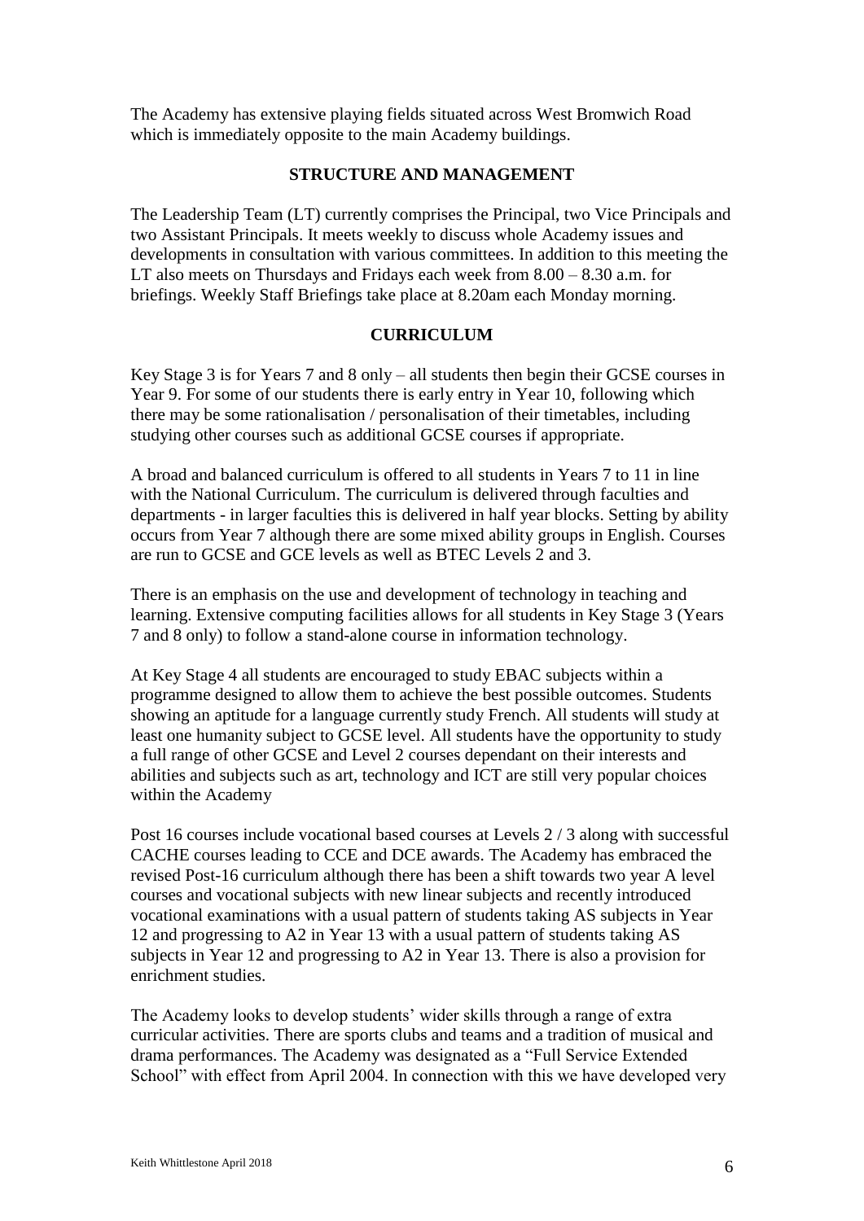The Academy has extensive playing fields situated across West Bromwich Road which is immediately opposite to the main Academy buildings.

## STRUCTURE AND MANAGEMENT

The Leadership Team (LT) currently comprises the Principal, two Vice Principals and two Assistant Principals. It meets weekly to discuss whole Academy issues and developments in consultation with various committees. In addition to this meeting the LT also meets on Thursdays and Fridays each week from 8.00 – 8.30 a.m. for briefings. Weekly Staff Briefings take place at 8.20am each Monday morning.

## CURRICULUM

Key Stage 3 is for Years 7 and 8 only – all students then begin their GCSE courses in Year 9. For some of our students there is early entry in Year 10, following which there may be some rationalisation / personalisation of their timetables, including studying other courses such as additional GCSE courses if appropriate.

A broad and balanced curriculum is offered to all students in Years 7 to 11 in line with the National Curriculum. The curriculum is delivered through faculties and departments - in larger faculties this is delivered in half year blocks. Setting by ability occurs from Year 7 although there are some mixed ability groups in English. Courses are run to GCSE and GCE levels as well as BTEC Levels 2 and 3.

There is an emphasis on the use and development of technology in teaching and learning. Extensive computing facilities allows for all students in Key Stage 3 (Years 7 and 8 only) to follow a stand-alone course in information technology.

At Key Stage 4 all students are encouraged to study EBAC subjects within a programme designed to allow them to achieve the best possible outcomes. Students showing an aptitude for a language currently study French. All students will study at least one humanity subject to GCSE level. All students have the opportunity to study a full range of other GCSE and Level 2 courses dependant on their interests and abilities and subjects such as art, technology and ICT are still very popular choices within the Academy

Post 16 courses include vocational based courses at Levels 2 / 3 along with successful CACHE courses leading to CCE and DCE awards. The Academy has embraced the revised Post-16 curriculum although there has been a shift towards two year A level courses and vocational subjects with new linear subjects and recently introduced vocational examinations with a usual pattern of students taking AS subjects in Year 12 and progressing to A2 in Year 13 with a usual pattern of students taking AS subjects in Year 12 and progressing to A2 in Year 13. There is also a provision for enrichment studies.

The Academy looks to develop students' wider skills through a range of extra curricular activities. There are sports clubs and teams and a tradition of musical and drama performances. The Academy was designated as a "Full Service Extended School" with effect from April 2004. In connection with this we have developed very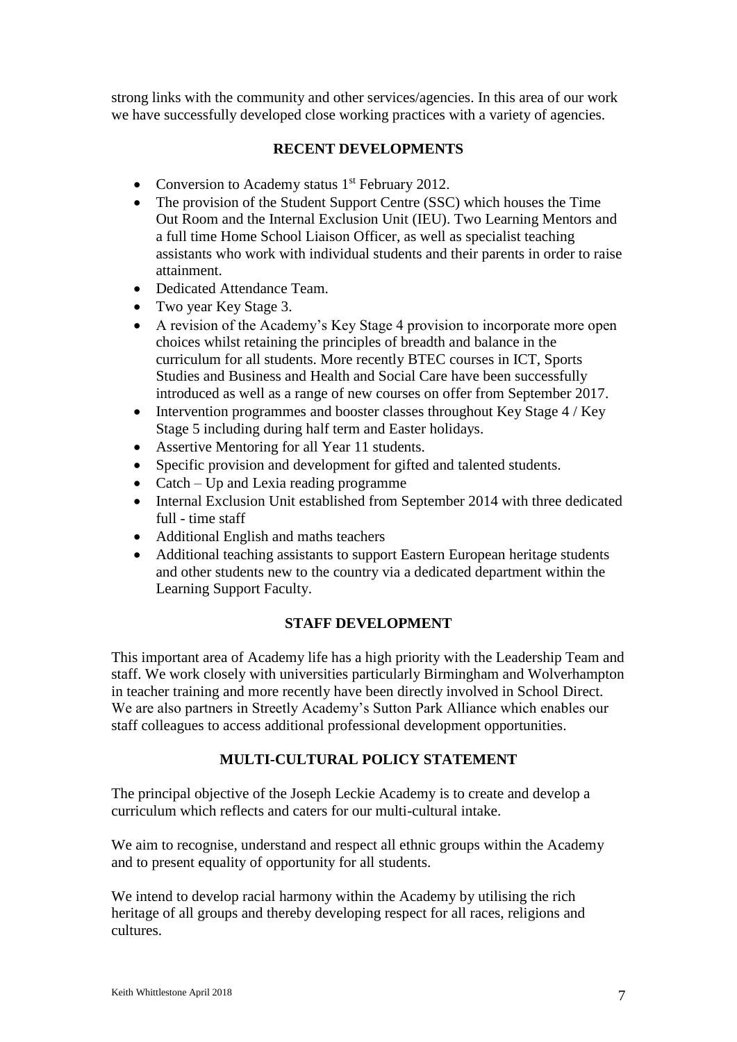strong links with the community and other services/agencies. In this area of our work we have successfully developed close working practices with a variety of agencies.

## RECENT DEVELOPMENTS

- Conversion to Academy status 1st February 2012.
- The provision of the Student Support Centre (SSC) which houses the Time Out Room and the Internal Exclusion Unit (IEU). Two Learning Mentors and a full time Home School Liaison Officer, as well as specialist teaching assistants who work with individual students and their parents in order to raise attainment.
- Dedicated Attendance Team.
- Two year Key Stage 3.
- A revision of the Academy's Key Stage 4 provision to incorporate more open choices whilst retaining the principles of breadth and balance in the curriculum for all students. More recently BTEC courses in ICT, Sports Studies and Business and Health and Social Care have been successfully introduced as well as a range of new courses on offer from September 2017.
- Intervention programmes and booster classes throughout Key Stage 4 / Key Stage 5 including during half term and Easter holidays.
- Assertive Mentoring for all Year 11 students.
- Specific provision and development for gifted and talented students.
- Catch – Up and Lexia reading programme
- Internal Exclusion Unit established from September 2014 with three dedicated full - time staff
- Additional English and maths teachers
- Additional teaching assistants to support Eastern European heritage students and other students new to the country via a dedicated department within the Learning Support Faculty.

## STAFF DEVELOPMENT

This important area of Academy life has a high priority with the Leadership Team and staff. We work closely with universities particularly Birmingham and Wolverhampton in teacher training and more recently have been directly involved in School Direct. We are also partners in Streetly Academy's Sutton Park Alliance which enables our staff colleagues to access additional professional development opportunities.

## MULTI-CULTURAL POLICY STATEMENT

The principal objective of the Joseph Leckie Academy is to create and develop a curriculum which reflects and caters for our multi-cultural intake.

We aim to recognise, understand and respect all ethnic groups within the Academy and to present equality of opportunity for all students.

We intend to develop racial harmony within the Academy by utilising the rich heritage of all groups and thereby developing respect for all races, religions and cultures.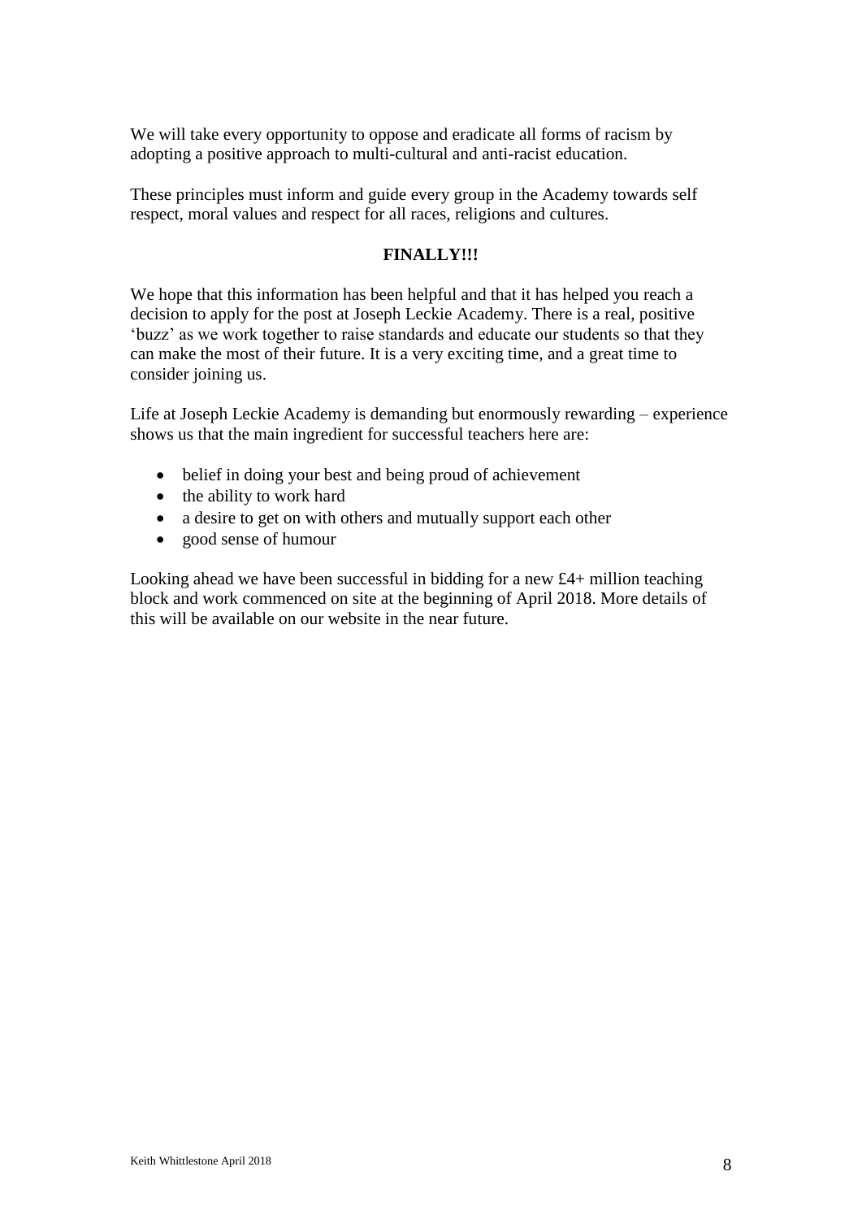We will take every opportunity to oppose and eradicate all forms of racism by adopting a positive approach to multi-cultural and anti-racist education.

These principles must inform and guide every group in the Academy towards self respect, moral values and respect for all races, religions and cultures.

**FINALLY!!!**

We hope that this information has been helpful and that it has helped you reach a decision to apply for the post at Joseph Leckie Academy. There is a real, positive 'buzz' as we work together to raise standards and educate our students so that they can make the most of their future. It is a very exciting time, and a great time to consider joining us.

Life at Joseph Leckie Academy is demanding but enormously rewarding – experience shows us that the main ingredient for successful teachers here are:

- belief in doing your best and being proud of achievement
- the ability to work hard
- a desire to get on with others and mutually support each other
- good sense of humour

Looking ahead we have been successful in bidding for a new £4+ million teaching block and work commenced on site at the beginning of April 2018. More details of this will be available on our website in the near future.